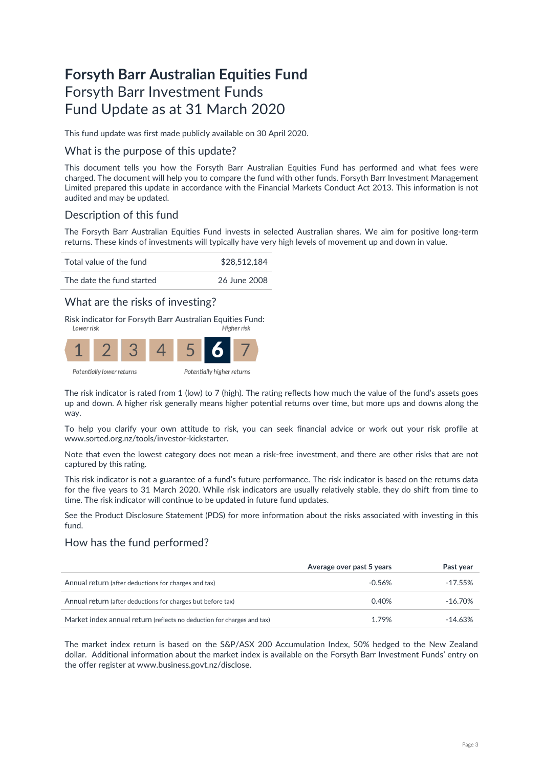# Forsyth Barr Australian Equities Fund

Forsyth Barr Investment Funds

Fund Update as at 31 March 2020

This fund update was first made publicly available on 30 April 2020.

## What is the purpose of this update?

This document tells you how the Forsyth Barr Australian Equities Fund has performed and what fees were charged. The document will help you to compare the fund with other funds. Forsyth Barr Investment Management Limited prepared this update in accordance with the Financial Markets Conduct Act 2013. This information is not audited and may be updated.

## Description of this fund

The Forsyth Barr Australian Equities Fund invests in selected Australian shares. We aim for positive long-term returns. These kinds of investments will typically have very high levels of movement up and down in value.

| | |
|---|---|
| Total value of the fund | $28,512,184 |
| The date the fund started | 26 June 2008 |

## What are the risks of investing?

Risk indicator for Forsyth Barr Australian Equities Fund:

*Lower risk* — *Higher risk*

| 1 | 2 | 3 | 4 | 5 | **6** | 7 |
|---|---|---|---|---|---|---|

*Potentially lower returns* — *Potentially higher returns*

The risk indicator is rated from 1 (low) to 7 (high). The rating reflects how much the value of the fund's assets goes up and down. A higher risk generally means higher potential returns over time, but more ups and downs along the way.

To help you clarify your own attitude to risk, you can seek financial advice or work out your risk profile at www.sorted.org.nz/tools/investor-kickstarter.

Note that even the lowest category does not mean a risk-free investment, and there are other risks that are not captured by this rating.

This risk indicator is not a guarantee of a fund's future performance. The risk indicator is based on the returns data for the five years to 31 March 2020. While risk indicators are usually relatively stable, they do shift from time to time. The risk indicator will continue to be updated in future fund updates.

See the Product Disclosure Statement (PDS) for more information about the risks associated with investing in this fund.

## How has the fund performed?

| | Average over past 5 years | Past year |
|---|---|---|
| Annual return (after deductions for charges and tax) | -0.56% | -17.55% |
| Annual return (after deductions for charges but before tax) | 0.40% | -16.70% |
| Market index annual return (reflects no deduction for charges and tax) | 1.79% | -14.63% |

The market index return is based on the S&P/ASX 200 Accumulation Index, 50% hedged to the New Zealand dollar. Additional information about the market index is available on the Forsyth Barr Investment Funds' entry on the offer register at www.business.govt.nz/disclose.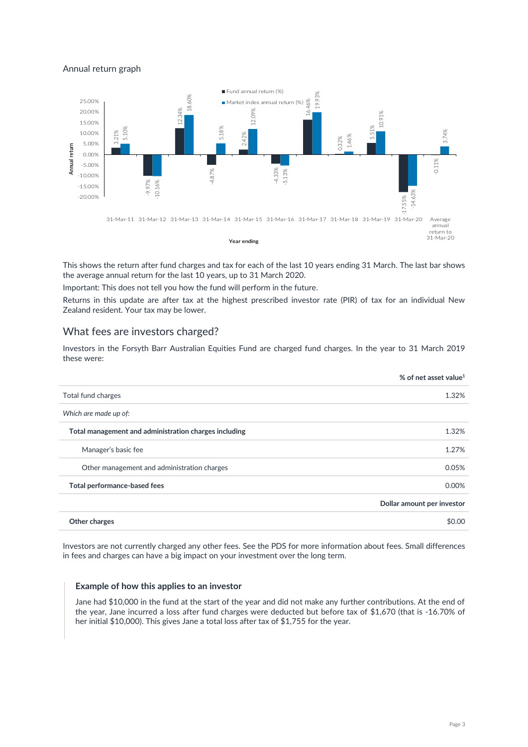Annual return graph

| Year ending | Fund annual return (%) | Market index annual return (%) |
|---|---|---|
| 31-Mar-11 | 3.21% | 5.10% |
| 31-Mar-12 | -9.97% | -10.16% |
| 31-Mar-13 | 12.34% | 18.60% |
| 31-Mar-14 | -4.87% | 5.18% |
| 31-Mar-15 | 2.42% | 12.09% |
| 31-Mar-16 | -4.33% | -5.13% |
| 31-Mar-17 | 16.46% | 19.93% |
| 31-Mar-18 | 0.32% | 1.46% |
| 31-Mar-19 | 5.51% | 10.91% |
| 31-Mar-20 | -17.55% | -14.63% |
| Average annual return to 31-Mar-20 | -0.11% | 3.74% |

This shows the return after fund charges and tax for each of the last 10 years ending 31 March. The last bar shows the average annual return for the last 10 years, up to 31 March 2020.

Important: This does not tell you how the fund will perform in the future.

Returns in this update are after tax at the highest prescribed investor rate (PIR) of tax for an individual New Zealand resident. Your tax may be lower.

## What fees are investors charged?

Investors in the Forsyth Barr Australian Equities Fund are charged fund charges. In the year to 31 March 2019 these were:

| | % of net asset value[1] |
|---|---|
| Total fund charges | 1.32% |
| *Which are made up of:* | |
| **Total management and administration charges including** | 1.32% |
| Manager's basic fee | 1.27% |
| Other management and administration charges | 0.05% |
| **Total performance-based fees** | 0.00% |
| | **Dollar amount per investor** |
| **Other charges** | $0.00 |

Investors are not currently charged any other fees. See the PDS for more information about fees. Small differences in fees and charges can have a big impact on your investment over the long term.

### Example of how this applies to an investor

Jane had $10,000 in the fund at the start of the year and did not make any further contributions. At the end of the year, Jane incurred a loss after fund charges were deducted but before tax of $1,670 (that is -16.70% of her initial $10,000). This gives Jane a total loss after tax of $1,755 for the year.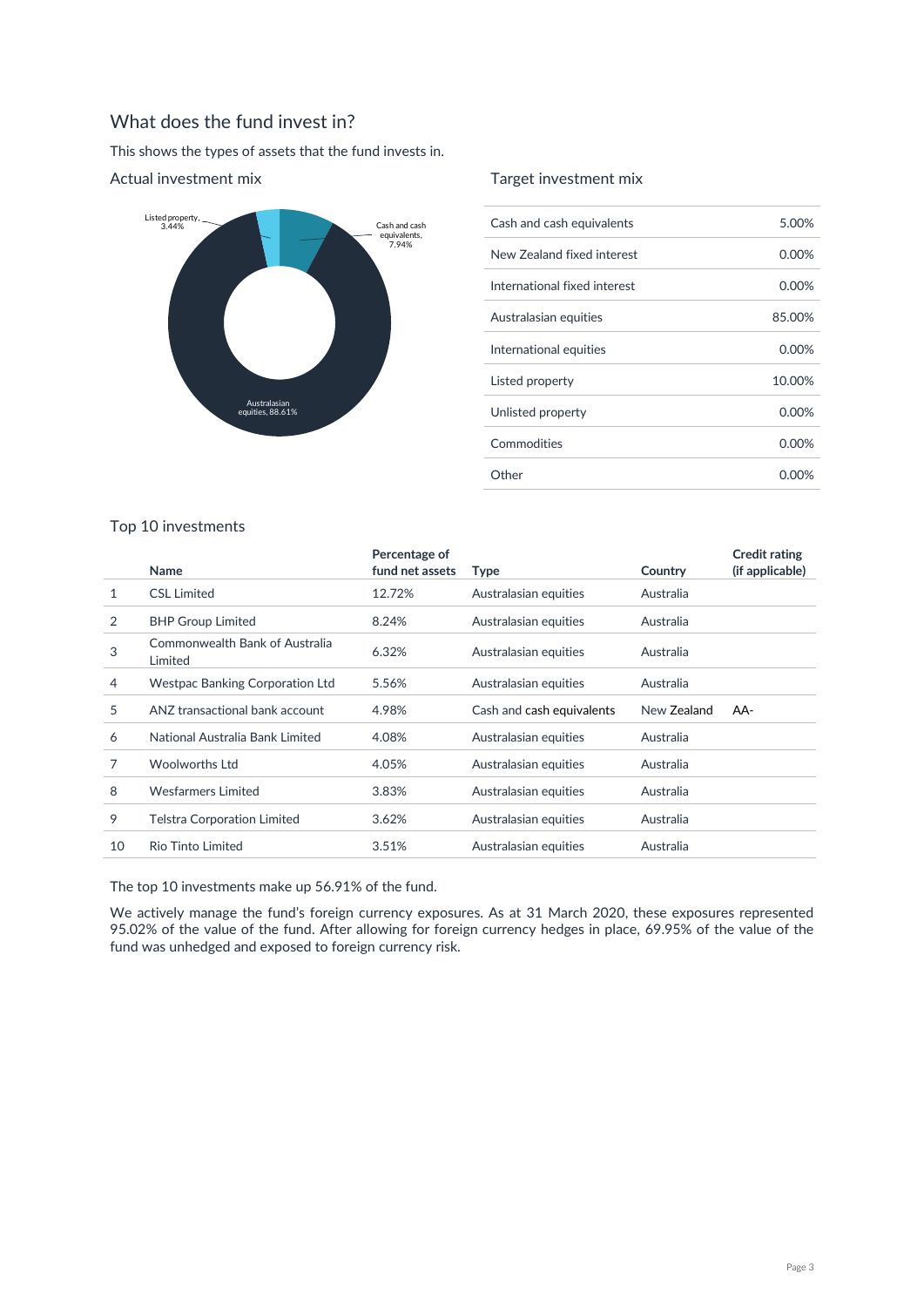## What does the fund invest in?

This shows the types of assets that the fund invests in.

### Actual investment mix

Listed property, 3.44%

Cash and cash equivalents, 7.94%

Australasian equities, 88.61%

### Target investment mix

| | |
|---|---|
| Cash and cash equivalents | 5.00% |
| New Zealand fixed interest | 0.00% |
| International fixed interest | 0.00% |
| Australasian equities | 85.00% |
| International equities | 0.00% |
| Listed property | 10.00% |
| Unlisted property | 0.00% |
| Commodities | 0.00% |
| Other | 0.00% |

### Top 10 investments

| | Name | Percentage of fund net assets | Type | Country | Credit rating (if applicable) |
|---|---|---|---|---|---|
| 1 | CSL Limited | 12.72% | Australasian equities | Australia | |
| 2 | BHP Group Limited | 8.24% | Australasian equities | Australia | |
| 3 | Commonwealth Bank of Australia Limited | 6.32% | Australasian equities | Australia | |
| 4 | Westpac Banking Corporation Ltd | 5.56% | Australasian equities | Australia | |
| 5 | ANZ transactional bank account | 4.98% | Cash and cash equivalents | New Zealand | AA- |
| 6 | National Australia Bank Limited | 4.08% | Australasian equities | Australia | |
| 7 | Woolworths Ltd | 4.05% | Australasian equities | Australia | |
| 8 | Wesfarmers Limited | 3.83% | Australasian equities | Australia | |
| 9 | Telstra Corporation Limited | 3.62% | Australasian equities | Australia | |
| 10 | Rio Tinto Limited | 3.51% | Australasian equities | Australia | |

The top 10 investments make up 56.91% of the fund.

We actively manage the fund's foreign currency exposures. As at 31 March 2020, these exposures represented 95.02% of the value of the fund. After allowing for foreign currency hedges in place, 69.95% of the value of the fund was unhedged and exposed to foreign currency risk.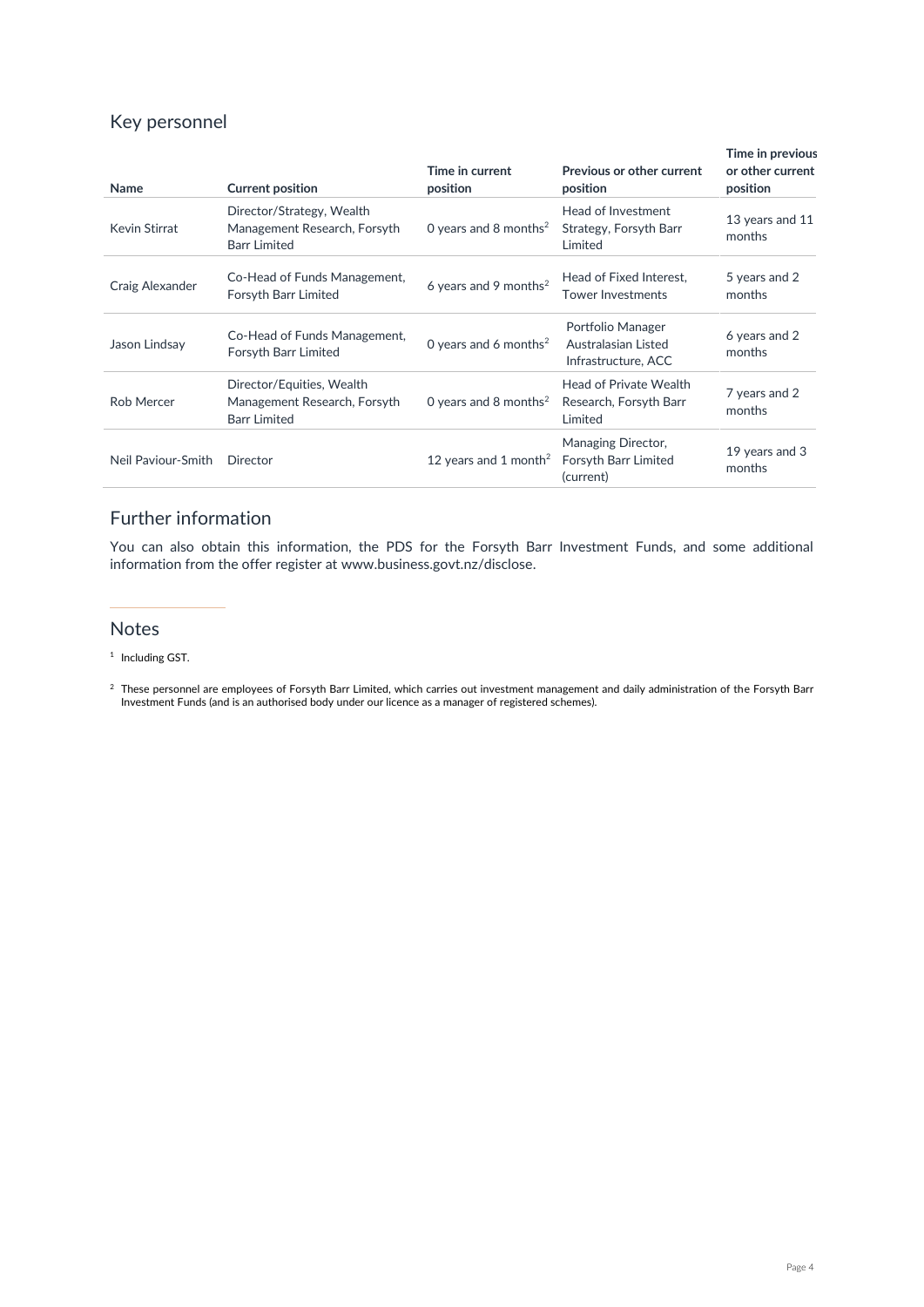## Key personnel

| Name | Current position | Time in current position | Previous or other current position | Time in previous or other current position |
|---|---|---|---|---|
| Kevin Stirrat | Director/Strategy, Wealth Management Research, Forsyth Barr Limited | 0 years and 8 months[2] | Head of Investment Strategy, Forsyth Barr Limited | 13 years and 11 months |
| Craig Alexander | Co-Head of Funds Management, Forsyth Barr Limited | 6 years and 9 months[2] | Head of Fixed Interest, Tower Investments | 5 years and 2 months |
| Jason Lindsay | Co-Head of Funds Management, Forsyth Barr Limited | 0 years and 6 months[2] | Portfolio Manager Australasian Listed Infrastructure, ACC | 6 years and 2 months |
| Rob Mercer | Director/Equities, Wealth Management Research, Forsyth Barr Limited | 0 years and 8 months[2] | Head of Private Wealth Research, Forsyth Barr Limited | 7 years and 2 months |
| Neil Paviour-Smith | Director | 12 years and 1 month[2] | Managing Director, Forsyth Barr Limited (current) | 19 years and 3 months |

## Further information

You can also obtain this information, the PDS for the Forsyth Barr Investment Funds, and some additional information from the offer register at www.business.govt.nz/disclose.

## Notes

[1] Including GST.

[2] These personnel are employees of Forsyth Barr Limited, which carries out investment management and daily administration of the Forsyth Barr Investment Funds (and is an authorised body under our licence as a manager of registered schemes).